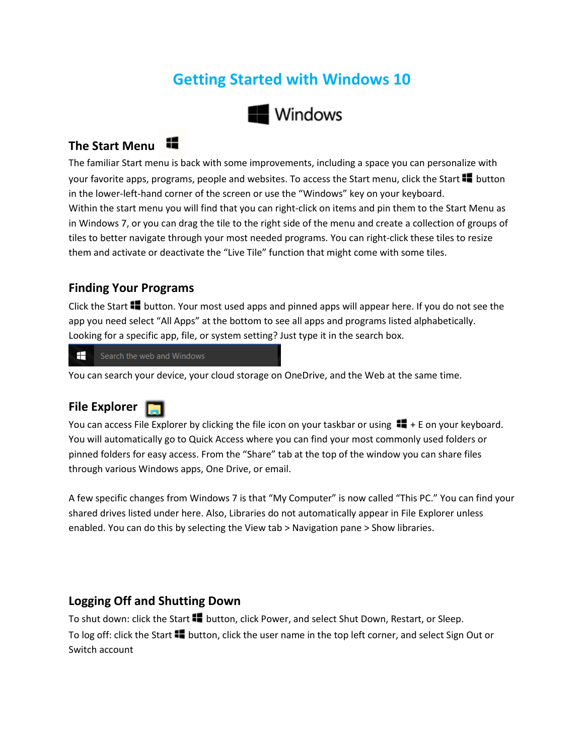# Getting Started with Windows 10

Windows

## The Start Menu

The familiar Start menu is back with some improvements, including a space you can personalize with your favorite apps, programs, people and websites. To access the Start menu, click the Start button in the lower-left-hand corner of the screen or use the "Windows" key on your keyboard.
Within the start menu you will find that you can right-click on items and pin them to the Start Menu as in Windows 7, or you can drag the tile to the right side of the menu and create a collection of groups of tiles to better navigate through your most needed programs. You can right-click these tiles to resize them and activate or deactivate the "Live Tile" function that might come with some tiles.

## Finding Your Programs

Click the Start button. Your most used apps and pinned apps will appear here. If you do not see the app you need select "All Apps" at the bottom to see all apps and programs listed alphabetically. Looking for a specific app, file, or system setting? Just type it in the search box.

Search the web and Windows

You can search your device, your cloud storage on OneDrive, and the Web at the same time.

## File Explorer

You can access File Explorer by clicking the file icon on your taskbar or using + E on your keyboard. You will automatically go to Quick Access where you can find your most commonly used folders or pinned folders for easy access. From the "Share" tab at the top of the window you can share files through various Windows apps, One Drive, or email.

A few specific changes from Windows 7 is that "My Computer" is now called "This PC." You can find your shared drives listed under here. Also, Libraries do not automatically appear in File Explorer unless enabled. You can do this by selecting the View tab > Navigation pane > Show libraries.

## Logging Off and Shutting Down

To shut down: click the Start button, click Power, and select Shut Down, Restart, or Sleep.
To log off: click the Start button, click the user name in the top left corner, and select Sign Out or Switch account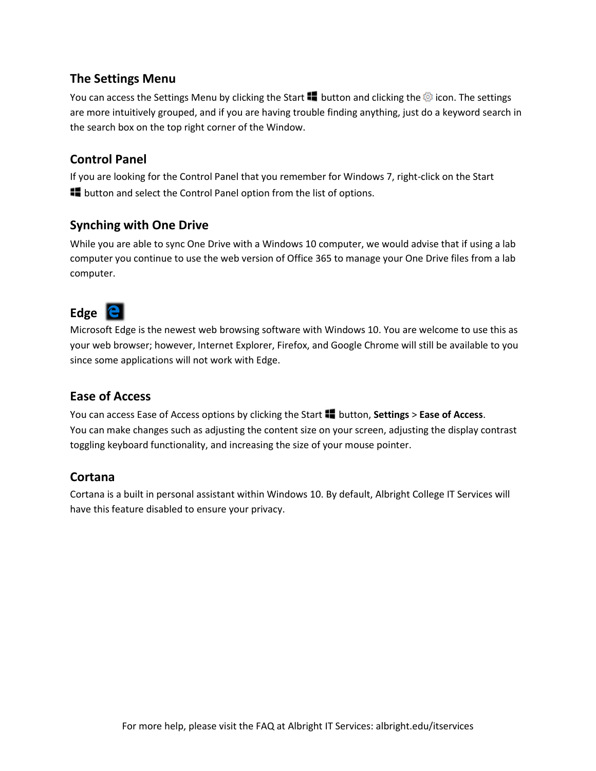## The Settings Menu

You can access the Settings Menu by clicking the Start button and clicking the icon. The settings are more intuitively grouped, and if you are having trouble finding anything, just do a keyword search in the search box on the top right corner of the Window.

## Control Panel

If you are looking for the Control Panel that you remember for Windows 7, right-click on the Start button and select the Control Panel option from the list of options.

## Synching with One Drive

While you are able to sync One Drive with a Windows 10 computer, we would advise that if using a lab computer you continue to use the web version of Office 365 to manage your One Drive files from a lab computer.

## Edge

Microsoft Edge is the newest web browsing software with Windows 10. You are welcome to use this as your web browser; however, Internet Explorer, Firefox, and Google Chrome will still be available to you since some applications will not work with Edge.

## Ease of Access

You can access Ease of Access options by clicking the Start button, **Settings** > **Ease of Access**. You can make changes such as adjusting the content size on your screen, adjusting the display contrast toggling keyboard functionality, and increasing the size of your mouse pointer.

## Cortana

Cortana is a built in personal assistant within Windows 10. By default, Albright College IT Services will have this feature disabled to ensure your privacy.

For more help, please visit the FAQ at Albright IT Services: albright.edu/itservices